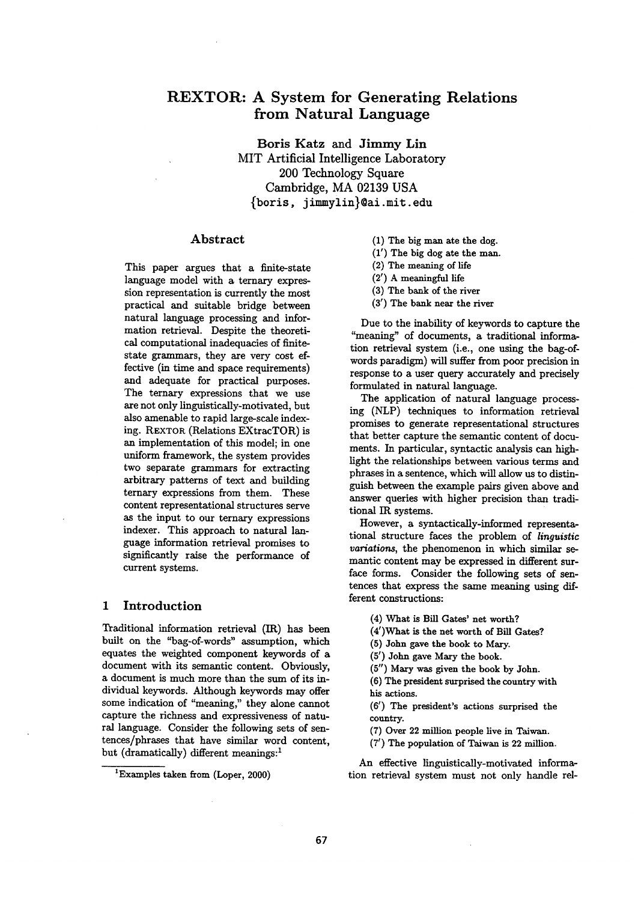# REXTOR: A System for Generating Relations from Natural Language

**Boris Katz** and **Jimmy Lin**
MIT Artificial Intelligence Laboratory
200 Technology Square
Cambridge, MA 02139 USA
{boris, jimmylin}@ai.mit.edu

## Abstract

This paper argues that a finite-state language model with a ternary expression representation is currently the most practical and suitable bridge between natural language processing and information retrieval. Despite the theoretical computational inadequacies of finite-state grammars, they are very cost effective (in time and space requirements) and adequate for practical purposes. The ternary expressions that we use are not only linguistically-motivated, but also amenable to rapid large-scale indexing. REXTOR (Relations EXtracTOR) is an implementation of this model; in one uniform framework, the system provides two separate grammars for extracting arbitrary patterns of text and building ternary expressions from them. These content representational structures serve as the input to our ternary expressions indexer. This approach to natural language information retrieval promises to significantly raise the performance of current systems.

## 1 Introduction

Traditional information retrieval (IR) has been built on the "bag-of-words" assumption, which equates the weighted component keywords of a document with its semantic content. Obviously, a document is much more than the sum of its individual keywords. Although keywords may offer some indication of "meaning," they alone cannot capture the richness and expressiveness of natural language. Consider the following sets of sentences/phrases that have similar word content, but (dramatically) different meanings:[1]

(1) The big man ate the dog.
(1′) The big dog ate the man.
(2) The meaning of life
(2′) A meaningful life
(3) The bank of the river
(3′) The bank near the river

Due to the inability of keywords to capture the "meaning" of documents, a traditional information retrieval system (i.e., one using the bag-of-words paradigm) will suffer from poor precision in response to a user query accurately and precisely formulated in natural language.

The application of natural language processing (NLP) techniques to information retrieval promises to generate representational structures that better capture the semantic content of documents. In particular, syntactic analysis can highlight the relationships between various terms and phrases in a sentence, which will allow us to distinguish between the example pairs given above and answer queries with higher precision than traditional IR systems.

However, a syntactically-informed representational structure faces the problem of *linguistic variations*, the phenomenon in which similar semantic content may be expressed in different surface forms. Consider the following sets of sentences that express the same meaning using different constructions:

(4) What is Bill Gates' net worth?
(4′)What is the net worth of Bill Gates?
(5) John gave the book to Mary.
(5′) John gave Mary the book.
(5″) Mary was given the book by John.
(6) The president surprised the country with his actions.
(6′) The president's actions surprised the country.
(7) Over 22 million people live in Taiwan.
(7′) The population of Taiwan is 22 million.

An effective linguistically-motivated information retrieval system must not only handle rel-

[1] Examples taken from (Loper, 2000)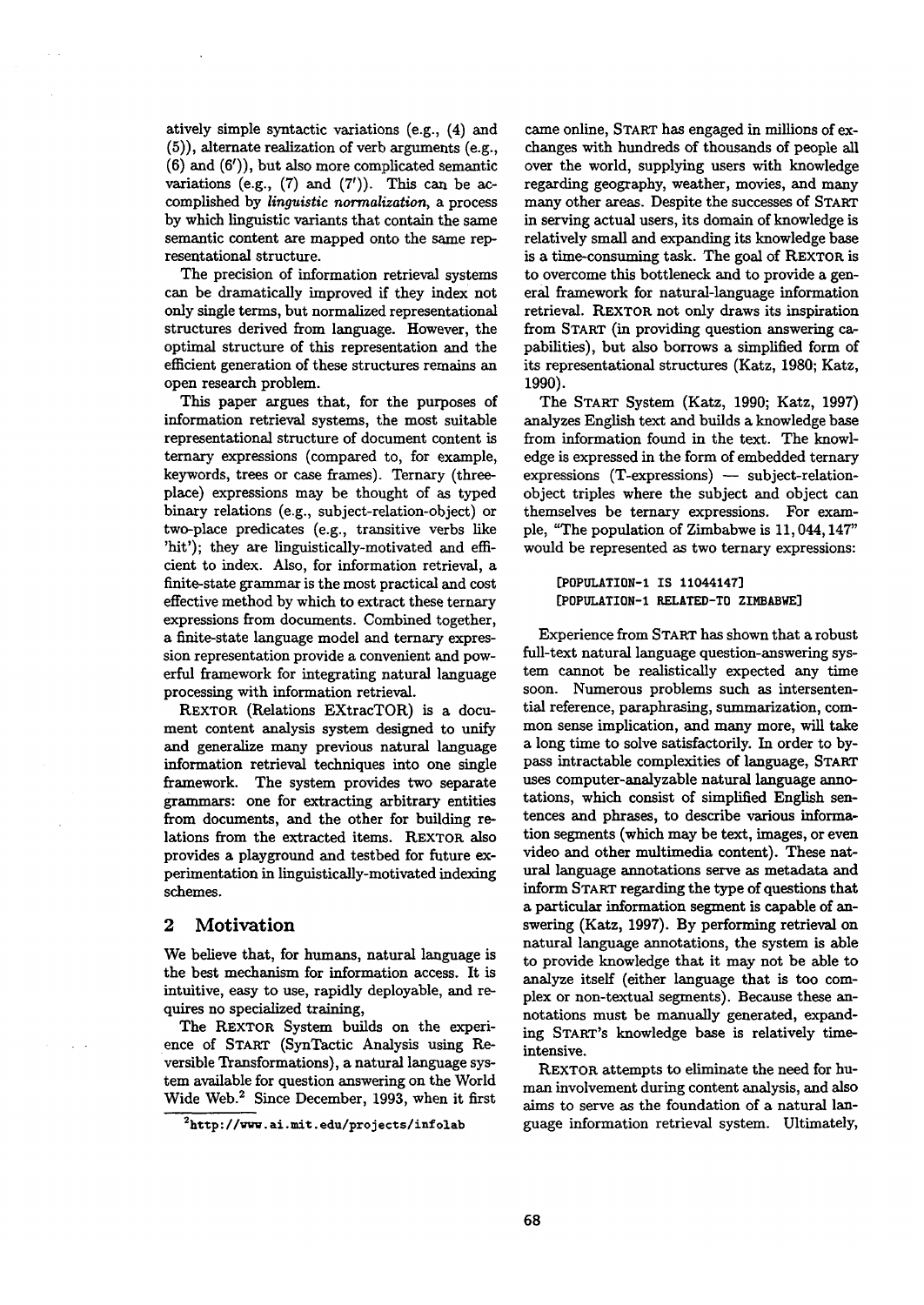atively simple syntactic variations (e.g., (4) and (5)), alternate realization of verb arguments (e.g., (6) and (6′)), but also more complicated semantic variations (e.g., (7) and (7′)). This can be accomplished by *linguistic normalization*, a process by which linguistic variants that contain the same semantic content are mapped onto the same representational structure.

The precision of information retrieval systems can be dramatically improved if they index not only single terms, but normalized representational structures derived from language. However, the optimal structure of this representation and the efficient generation of these structures remains an open research problem.

This paper argues that, for the purposes of information retrieval systems, the most suitable representational structure of document content is ternary expressions (compared to, for example, keywords, trees or case frames). Ternary (three-place) expressions may be thought of as typed binary relations (e.g., subject-relation-object) or two-place predicates (e.g., transitive verbs like 'hit'); they are linguistically-motivated and efficient to index. Also, for information retrieval, a finite-state grammar is the most practical and cost effective method by which to extract these ternary expressions from documents. Combined together, a finite-state language model and ternary expression representation provide a convenient and powerful framework for integrating natural language processing with information retrieval.

REXTOR (Relations EXtracTOR) is a document content analysis system designed to unify and generalize many previous natural language information retrieval techniques into one single framework. The system provides two separate grammars: one for extracting arbitrary entities from documents, and the other for building relations from the extracted items. REXTOR also provides a playground and testbed for future experimentation in linguistically-motivated indexing schemes.

## 2 Motivation

We believe that, for humans, natural language is the best mechanism for information access. It is intuitive, easy to use, rapidly deployable, and requires no specialized training,

The REXTOR System builds on the experience of START (SynTactic Analysis using Reversible Transformations), a natural language system available for question answering on the World Wide Web.[2] Since December, 1993, when it first came online, START has engaged in millions of exchanges with hundreds of thousands of people all over the world, supplying users with knowledge regarding geography, weather, movies, and many many other areas. Despite the successes of START in serving actual users, its domain of knowledge is relatively small and expanding its knowledge base is a time-consuming task. The goal of REXTOR is to overcome this bottleneck and to provide a general framework for natural-language information retrieval. REXTOR not only draws its inspiration from START (in providing question answering capabilities), but also borrows a simplified form of its representational structures (Katz, 1980; Katz, 1990).

The START System (Katz, 1990; Katz, 1997) analyzes English text and builds a knowledge base from information found in the text. The knowledge is expressed in the form of embedded ternary expressions (T-expressions) — subject-relation-object triples where the subject and object can themselves be ternary expressions. For example, "The population of Zimbabwe is 11,044,147" would be represented as two ternary expressions:

```
[POPULATION-1 IS 11044147]
[POPULATION-1 RELATED-TO ZIMBABWE]
```

Experience from START has shown that a robust full-text natural language question-answering system cannot be realistically expected any time soon. Numerous problems such as intersentential reference, paraphrasing, summarization, common sense implication, and many more, will take a long time to solve satisfactorily. In order to bypass intractable complexities of language, START uses computer-analyzable natural language annotations, which consist of simplified English sentences and phrases, to describe various information segments (which may be text, images, or even video and other multimedia content). These natural language annotations serve as metadata and inform START regarding the type of questions that a particular information segment is capable of answering (Katz, 1997). By performing retrieval on natural language annotations, the system is able to provide knowledge that it may not be able to analyze itself (either language that is too complex or non-textual segments). Because these annotations must be manually generated, expanding START's knowledge base is relatively time-intensive.

REXTOR attempts to eliminate the need for human involvement during content analysis, and also aims to serve as the foundation of a natural language information retrieval system. Ultimately,

[2] http://www.ai.mit.edu/projects/infolab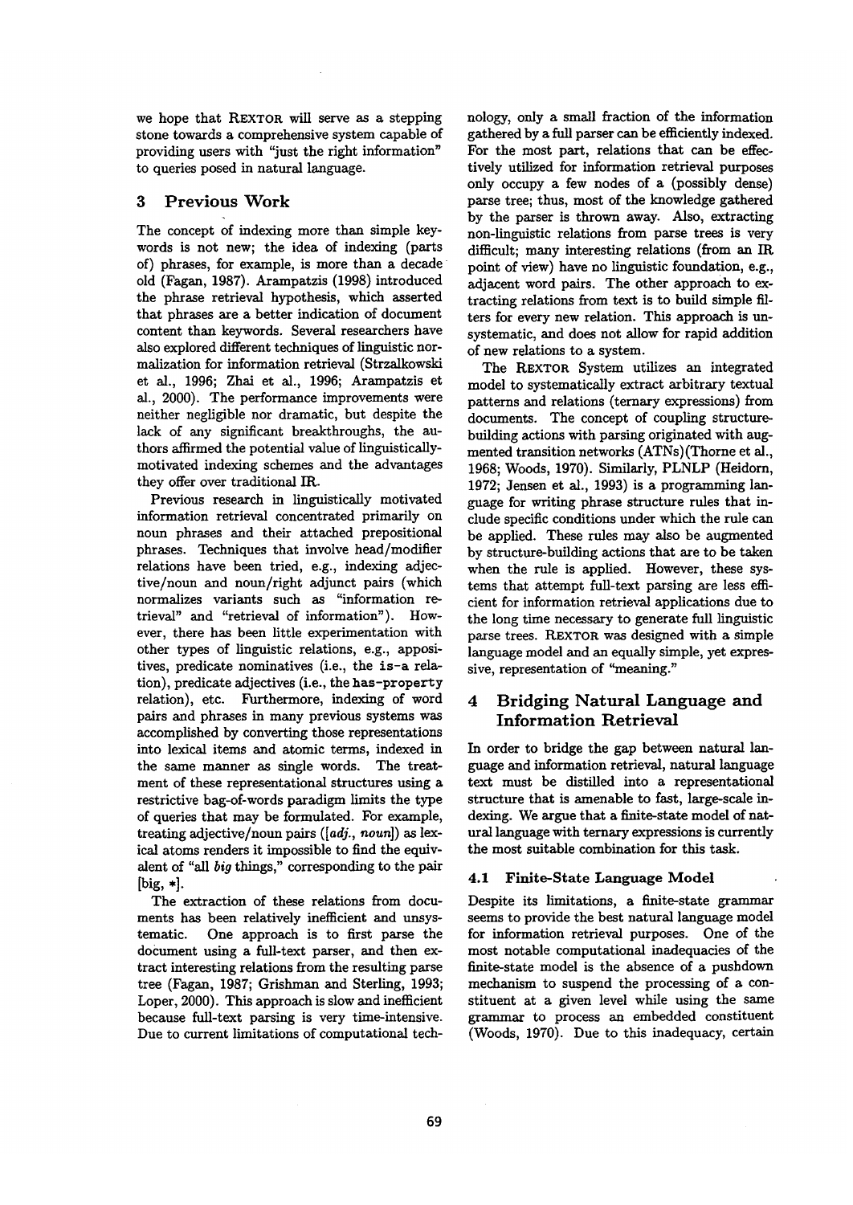we hope that REXTOR will serve as a stepping stone towards a comprehensive system capable of providing users with "just the right information" to queries posed in natural language.

## 3 Previous Work

The concept of indexing more than simple keywords is not new; the idea of indexing (parts of) phrases, for example, is more than a decade old (Fagan, 1987). Arampatzis (1998) introduced the phrase retrieval hypothesis, which asserted that phrases are a better indication of document content than keywords. Several researchers have also explored different techniques of linguistic normalization for information retrieval (Strzalkowski et al., 1996; Zhai et al., 1996; Arampatzis et al., 2000). The performance improvements were neither negligible nor dramatic, but despite the lack of any significant breakthroughs, the authors affirmed the potential value of linguistically-motivated indexing schemes and the advantages they offer over traditional IR.

Previous research in linguistically motivated information retrieval concentrated primarily on noun phrases and their attached prepositional phrases. Techniques that involve head/modifier relations have been tried, e.g., indexing adjective/noun and noun/right adjunct pairs (which normalizes variants such as "information retrieval" and "retrieval of information"). However, there has been little experimentation with other types of linguistic relations, e.g., appositives, predicate nominatives (i.e., the `is-a` relation), predicate adjectives (i.e., the `has-property` relation), etc. Furthermore, indexing of word pairs and phrases in many previous systems was accomplished by converting those representations into lexical items and atomic terms, indexed in the same manner as single words. The treatment of these representational structures using a restrictive bag-of-words paradigm limits the type of queries that may be formulated. For example, treating adjective/noun pairs ([*adj.*, *noun*]) as lexical atoms renders it impossible to find the equivalent of "all *big* things," corresponding to the pair [big, *].

The extraction of these relations from documents has been relatively inefficient and unsystematic. One approach is to first parse the document using a full-text parser, and then extract interesting relations from the resulting parse tree (Fagan, 1987; Grishman and Sterling, 1993; Loper, 2000). This approach is slow and inefficient because full-text parsing is very time-intensive. Due to current limitations of computational technology, only a small fraction of the information gathered by a full parser can be efficiently indexed. For the most part, relations that can be effectively utilized for information retrieval purposes only occupy a few nodes of a (possibly dense) parse tree; thus, most of the knowledge gathered by the parser is thrown away. Also, extracting non-linguistic relations from parse trees is very difficult; many interesting relations (from an IR point of view) have no linguistic foundation, e.g., adjacent word pairs. The other approach to extracting relations from text is to build simple filters for every new relation. This approach is unsystematic, and does not allow for rapid addition of new relations to a system.

The REXTOR System utilizes an integrated model to systematically extract arbitrary textual patterns and relations (ternary expressions) from documents. The concept of coupling structure-building actions with parsing originated with augmented transition networks (ATNs)(Thorne et al., 1968; Woods, 1970). Similarly, PLNLP (Heidorn, 1972; Jensen et al., 1993) is a programming language for writing phrase structure rules that include specific conditions under which the rule can be applied. These rules may also be augmented by structure-building actions that are to be taken when the rule is applied. However, these systems that attempt full-text parsing are less efficient for information retrieval applications due to the long time necessary to generate full linguistic parse trees. REXTOR was designed with a simple language model and an equally simple, yet expressive, representation of "meaning."

## 4 Bridging Natural Language and Information Retrieval

In order to bridge the gap between natural language and information retrieval, natural language text must be distilled into a representational structure that is amenable to fast, large-scale indexing. We argue that a finite-state model of natural language with ternary expressions is currently the most suitable combination for this task.

### 4.1 Finite-State Language Model

Despite its limitations, a finite-state grammar seems to provide the best natural language model for information retrieval purposes. One of the most notable computational inadequacies of the finite-state model is the absence of a pushdown mechanism to suspend the processing of a constituent at a given level while using the same grammar to process an embedded constituent (Woods, 1970). Due to this inadequacy, certain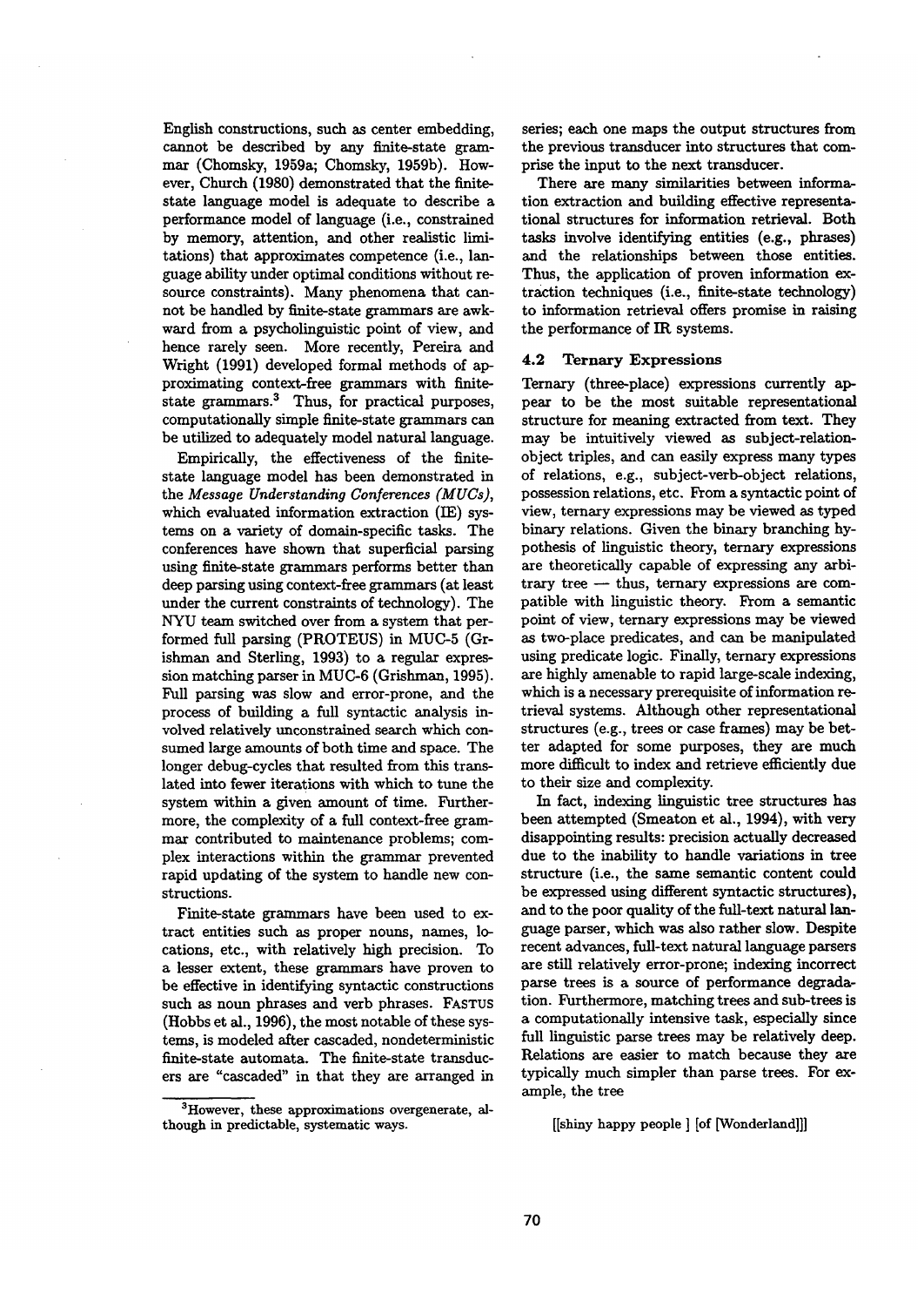English constructions, such as center embedding, cannot be described by any finite-state grammar (Chomsky, 1959a; Chomsky, 1959b). However, Church (1980) demonstrated that the finite-state language model is adequate to describe a performance model of language (i.e., constrained by memory, attention, and other realistic limitations) that approximates competence (i.e., language ability under optimal conditions without resource constraints). Many phenomena that cannot be handled by finite-state grammars are awkward from a psycholinguistic point of view, and hence rarely seen. More recently, Pereira and Wright (1991) developed formal methods of approximating context-free grammars with finite-state grammars.[3] Thus, for practical purposes, computationally simple finite-state grammars can be utilized to adequately model natural language.

Empirically, the effectiveness of the finite-state language model has been demonstrated in the *Message Understanding Conferences (MUCs)*, which evaluated information extraction (IE) systems on a variety of domain-specific tasks. The conferences have shown that superficial parsing using finite-state grammars performs better than deep parsing using context-free grammars (at least under the current constraints of technology). The NYU team switched over from a system that performed full parsing (PROTEUS) in MUC-5 (Grishman and Sterling, 1993) to a regular expression matching parser in MUC-6 (Grishman, 1995). Full parsing was slow and error-prone, and the process of building a full syntactic analysis involved relatively unconstrained search which consumed large amounts of both time and space. The longer debug-cycles that resulted from this translated into fewer iterations with which to tune the system within a given amount of time. Furthermore, the complexity of a full context-free grammar contributed to maintenance problems; complex interactions within the grammar prevented rapid updating of the system to handle new constructions.

Finite-state grammars have been used to extract entities such as proper nouns, names, locations, etc., with relatively high precision. To a lesser extent, these grammars have proven to be effective in identifying syntactic constructions such as noun phrases and verb phrases. FASTUS (Hobbs et al., 1996), the most notable of these systems, is modeled after cascaded, nondeterministic finite-state automata. The finite-state transducers are "cascaded" in that they are arranged in series; each one maps the output structures from the previous transducer into structures that comprise the input to the next transducer.

There are many similarities between information extraction and building effective representational structures for information retrieval. Both tasks involve identifying entities (e.g., phrases) and the relationships between those entities. Thus, the application of proven information extraction techniques (i.e., finite-state technology) to information retrieval offers promise in raising the performance of IR systems.

### 4.2 Ternary Expressions

Ternary (three-place) expressions currently appear to be the most suitable representational structure for meaning extracted from text. They may be intuitively viewed as subject-relation-object triples, and can easily express many types of relations, e.g., subject-verb-object relations, possession relations, etc. From a syntactic point of view, ternary expressions may be viewed as typed binary relations. Given the binary branching hypothesis of linguistic theory, ternary expressions are theoretically capable of expressing any arbitrary tree — thus, ternary expressions are compatible with linguistic theory. From a semantic point of view, ternary expressions may be viewed as two-place predicates, and can be manipulated using predicate logic. Finally, ternary expressions are highly amenable to rapid large-scale indexing, which is a necessary prerequisite of information retrieval systems. Although other representational structures (e.g., trees or case frames) may be better adapted for some purposes, they are much more difficult to index and retrieve efficiently due to their size and complexity.

In fact, indexing linguistic tree structures has been attempted (Smeaton et al., 1994), with very disappointing results: precision actually decreased due to the inability to handle variations in tree structure (i.e., the same semantic content could be expressed using different syntactic structures), and to the poor quality of the full-text natural language parser, which was also rather slow. Despite recent advances, full-text natural language parsers are still relatively error-prone; indexing incorrect parse trees is a source of performance degradation. Furthermore, matching trees and sub-trees is a computationally intensive task, especially since full linguistic parse trees may be relatively deep. Relations are easier to match because they are typically much simpler than parse trees. For example, the tree

[[shiny happy people ] [of [Wonderland]]]

[3] However, these approximations overgenerate, although in predictable, systematic ways.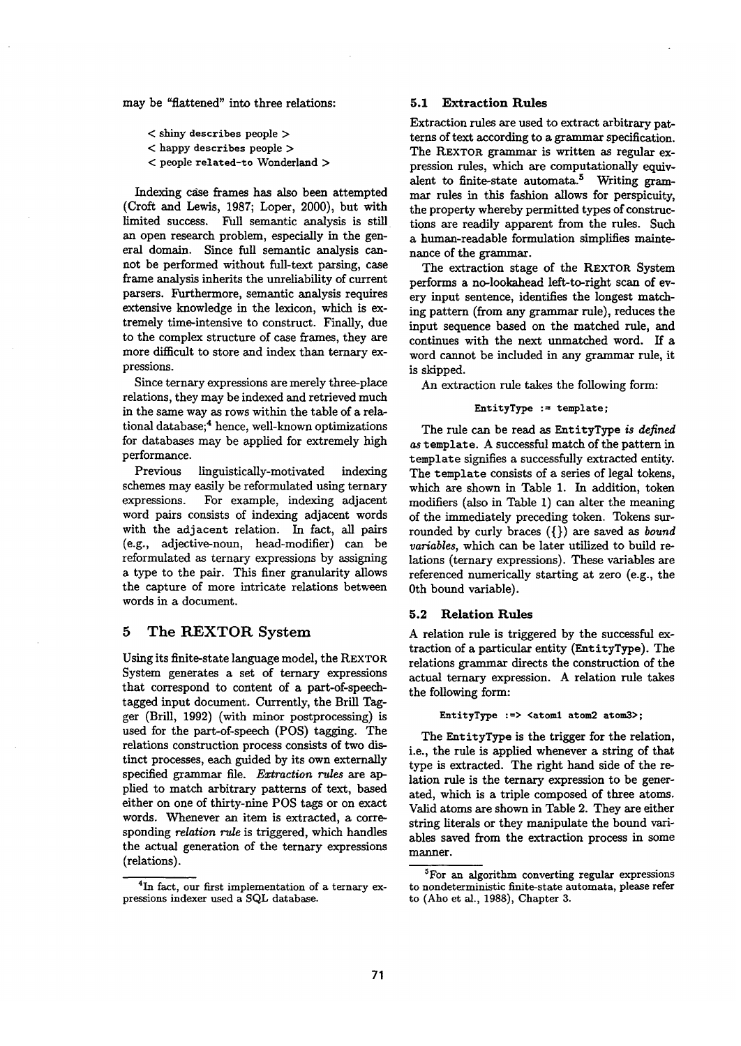may be "flattened" into three relations:

< shiny describes people >
< happy describes people >
< people related-to Wonderland >

Indexing case frames has also been attempted (Croft and Lewis, 1987; Loper, 2000), but with limited success. Full semantic analysis is still an open research problem, especially in the general domain. Since full semantic analysis cannot be performed without full-text parsing, case frame analysis inherits the unreliability of current parsers. Furthermore, semantic analysis requires extensive knowledge in the lexicon, which is extremely time-intensive to construct. Finally, due to the complex structure of case frames, they are more difficult to store and index than ternary expressions.

Since ternary expressions are merely three-place relations, they may be indexed and retrieved much in the same way as rows within the table of a relational database;[4] hence, well-known optimizations for databases may be applied for extremely high performance.

Previous linguistically-motivated indexing schemes may easily be reformulated using ternary expressions. For example, indexing adjacent word pairs consists of indexing adjacent words with the adjacent relation. In fact, all pairs (e.g., adjective-noun, head-modifier) can be reformulated as ternary expressions by assigning a type to the pair. This finer granularity allows the capture of more intricate relations between words in a document.

## 5 The REXTOR System

Using its finite-state language model, the REXTOR System generates a set of ternary expressions that correspond to content of a part-of-speech-tagged input document. Currently, the Brill Tagger (Brill, 1992) (with minor postprocessing) is used for the part-of-speech (POS) tagging. The relations construction process consists of two distinct processes, each guided by its own externally specified grammar file. *Extraction rules* are applied to match arbitrary patterns of text, based either on one of thirty-nine POS tags or on exact words. Whenever an item is extracted, a corresponding *relation rule* is triggered, which handles the actual generation of the ternary expressions (relations).

[4] In fact, our first implementation of a ternary expressions indexer used a SQL database.

### 5.1 Extraction Rules

Extraction rules are used to extract arbitrary patterns of text according to a grammar specification. The REXTOR grammar is written as regular expression rules, which are computationally equivalent to finite-state automata.[5] Writing grammar rules in this fashion allows for perspicuity, the property whereby permitted types of constructions are readily apparent from the rules. Such a human-readable formulation simplifies maintenance of the grammar.

The extraction stage of the REXTOR System performs a no-lookahead left-to-right scan of every input sentence, identifies the longest matching pattern (from any grammar rule), reduces the input sequence based on the matched rule, and continues with the next unmatched word. If a word cannot be included in any grammar rule, it is skipped.

An extraction rule takes the following form:

```
EntityType := template;
```

The rule can be read as `EntityType` *is defined as* `template`. A successful match of the pattern in `template` signifies a successfully extracted entity. The `template` consists of a series of legal tokens, which are shown in Table 1. In addition, token modifiers (also in Table 1) can alter the meaning of the immediately preceding token. Tokens surrounded by curly braces ({}) are saved as *bound variables*, which can be later utilized to build relations (ternary expressions). These variables are referenced numerically starting at zero (e.g., the 0th bound variable).

### 5.2 Relation Rules

A relation rule is triggered by the successful extraction of a particular entity (`EntityType`). The relations grammar directs the construction of the actual ternary expression. A relation rule takes the following form:

```
EntityType :=> <atom1 atom2 atom3>;
```

The `EntityType` is the trigger for the relation, i.e., the rule is applied whenever a string of that type is extracted. The right hand side of the relation rule is the ternary expression to be generated, which is a triple composed of three atoms. Valid atoms are shown in Table 2. They are either string literals or they manipulate the bound variables saved from the extraction process in some manner.

[5] For an algorithm converting regular expressions to nondeterministic finite-state automata, please refer to (Aho et al., 1988), Chapter 3.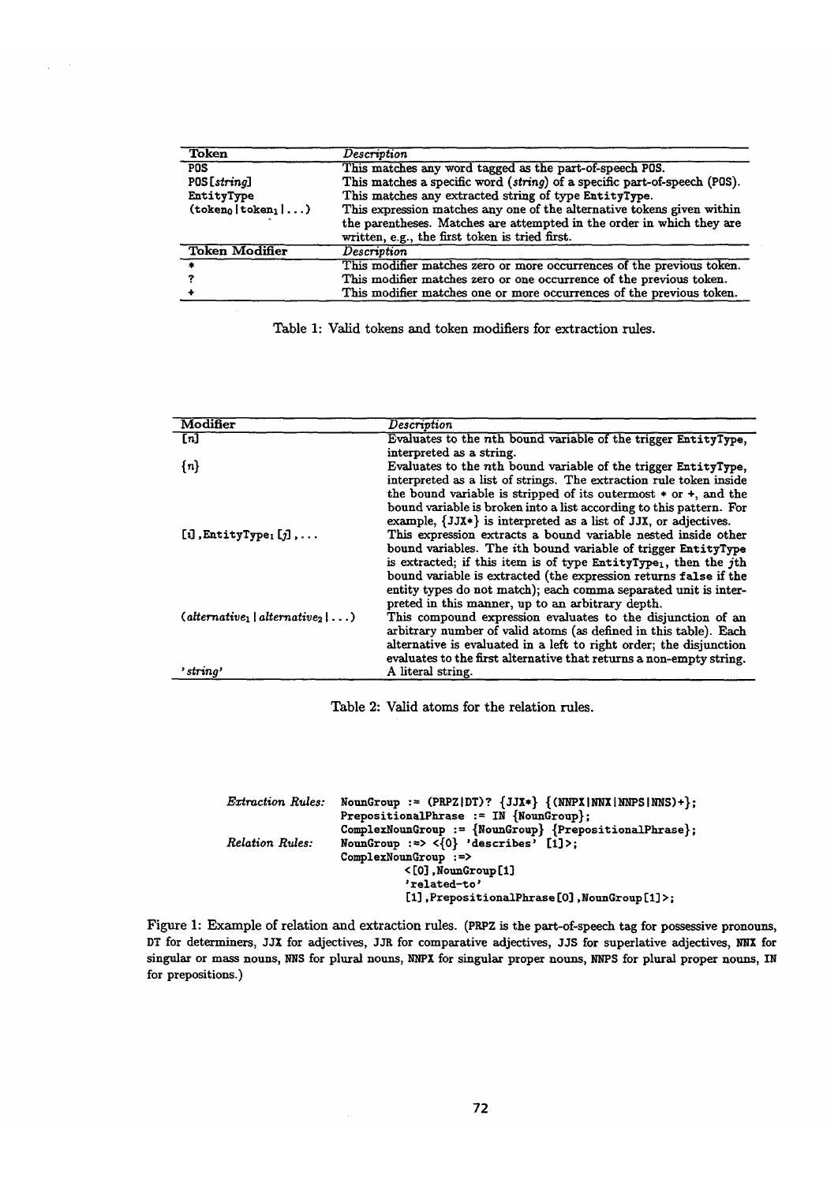| Token | *Description* |
|---|---|
| POS | This matches any word tagged as the part-of-speech POS. |
| POS[*string*] | This matches a specific word (*string*) of a specific part-of-speech (POS). |
| EntityType | This matches any extracted string of type EntityType. |
| ($token_0$ \| $token_1$ \| ...) | This expression matches any one of the alternative tokens given within the parentheses. Matches are attempted in the order in which they are written, e.g., the first token is tried first. |
| **Token Modifier** | *Description* |
| * | This modifier matches zero or more occurrences of the previous token. |
| ? | This modifier matches zero or one occurrence of the previous token. |
| + | This modifier matches one or more occurrences of the previous token. |

Table 1: Valid tokens and token modifiers for extraction rules.

| Modifier | *Description* |
|---|---|
| [*n*] | Evaluates to the *n*th bound variable of the trigger EntityType, interpreted as a string. |
| {*n*} | Evaluates to the *n*th bound variable of the trigger EntityType, interpreted as a list of strings. The extraction rule token inside the bound variable is stripped of its outermost * or +, and the bound variable is broken into a list according to this pattern. For example, {JJX*} is interpreted as a list of JJX, or adjectives. |
| [*i*],$EntityType_1$[*j*],... | This expression extracts a bound variable nested inside other bound variables. The *i*th bound variable of trigger EntityType is extracted; if this item is of type $EntityType_1$, then the *j*th bound variable is extracted (the expression returns false if the entity types do not match); each comma separated unit is interpreted in this manner, up to an arbitrary depth. |
| (*$alternative_1$* \| *$alternative_2$* \| ...) | This compound expression evaluates to the disjunction of an arbitrary number of valid atoms (as defined in this table). Each alternative is evaluated in a left to right order; the disjunction evaluates to the first alternative that returns a non-empty string. |
| '*string*' | A literal string. |

Table 2: Valid atoms for the relation rules.

```
Extraction Rules:  NounGroup := (PRPZ|DT)? {JJX*} {(NNPX|NNX|NNPS|NNS)+};
                   PrepositionalPhrase := IN {NounGroup};
                   ComplexNounGroup := {NounGroup} {PrepositionalPhrase};
Relation Rules:    NounGroup :=> <{0} 'describes' [1]>;
                   ComplexNounGroup :=>
                           <[0],NounGroup[1]
                           'related-to'
                           [1],PrepositionalPhrase[0],NounGroup[1]>;
```

Figure 1: Example of relation and extraction rules. (PRPZ is the part-of-speech tag for possessive pronouns, DT for determiners, JJX for adjectives, JJR for comparative adjectives, JJS for superlative adjectives, NNX for singular or mass nouns, NNS for plural nouns, NNPX for singular proper nouns, NNPS for plural proper nouns, IN for prepositions.)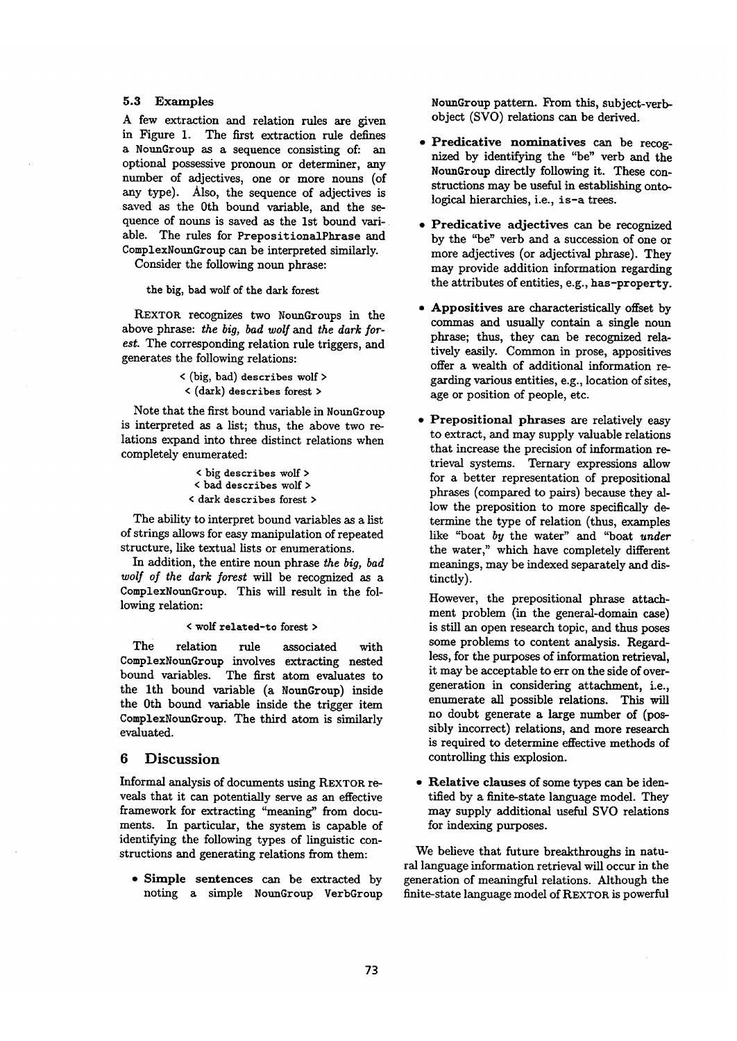### 5.3 Examples

A few extraction and relation rules are given in Figure 1. The first extraction rule defines a `NounGroup` as a sequence consisting of: an optional possessive pronoun or determiner, any number of adjectives, one or more nouns (of any type). Also, the sequence of adjectives is saved as the 0th bound variable, and the sequence of nouns is saved as the 1st bound variable. The rules for `PrepositionalPhrase` and `ComplexNounGroup` can be interpreted similarly.

Consider the following noun phrase:

the big, bad wolf of the dark forest

REXTOR recognizes two `NounGroups` in the above phrase: *the big, bad wolf* and *the dark forest.* The corresponding relation rule triggers, and generates the following relations:

< (big, bad) `describes` wolf >
< (dark) `describes` forest >

Note that the first bound variable in `NounGroup` is interpreted as a list; thus, the above two relations expand into three distinct relations when completely enumerated:

< big `describes` wolf >
< bad `describes` wolf >
< dark `describes` forest >

The ability to interpret bound variables as a list of strings allows for easy manipulation of repeated structure, like textual lists or enumerations.

In addition, the entire noun phrase *the big, bad wolf of the dark forest* will be recognized as a `ComplexNounGroup`. This will result in the following relation:

< wolf `related-to` forest >

The relation rule associated with `ComplexNounGroup` involves extracting nested bound variables. The first atom evaluates to the 1th bound variable (a `NounGroup`) inside the 0th bound variable inside the trigger item `ComplexNounGroup`. The third atom is similarly evaluated.

## 6 Discussion

Informal analysis of documents using REXTOR reveals that it can potentially serve as an effective framework for extracting "meaning" from documents. In particular, the system is capable of identifying the following types of linguistic constructions and generating relations from them:

- **Simple sentences** can be extracted by noting a simple `NounGroup VerbGroup NounGroup` pattern. From this, subject-verb-object (SVO) relations can be derived.
- **Predicative nominatives** can be recognized by identifying the "be" verb and the `NounGroup` directly following it. These constructions may be useful in establishing ontological hierarchies, i.e., `is-a` trees.
- **Predicative adjectives** can be recognized by the "be" verb and a succession of one or more adjectives (or adjectival phrase). They may provide addition information regarding the attributes of entities, e.g., `has-property`.
- **Appositives** are characteristically offset by commas and usually contain a single noun phrase; thus, they can be recognized relatively easily. Common in prose, appositives offer a wealth of additional information regarding various entities, e.g., location of sites, age or position of people, etc.
- **Prepositional phrases** are relatively easy to extract, and may supply valuable relations that increase the precision of information retrieval systems. Ternary expressions allow for a better representation of prepositional phrases (compared to pairs) because they allow the preposition to more specifically determine the type of relation (thus, examples like "boat *by* the water" and "boat *under* the water," which have completely different meanings, may be indexed separately and distinctly).

  However, the prepositional phrase attachment problem (in the general-domain case) is still an open research topic, and thus poses some problems to content analysis. Regardless, for the purposes of information retrieval, it may be acceptable to err on the side of overgeneration in considering attachment, i.e., enumerate all possible relations. This will no doubt generate a large number of (possibly incorrect) relations, and more research is required to determine effective methods of controlling this explosion.
- **Relative clauses** of some types can be identified by a finite-state language model. They may supply additional useful SVO relations for indexing purposes.

We believe that future breakthroughs in natural language information retrieval will occur in the generation of meaningful relations. Although the finite-state language model of REXTOR is powerful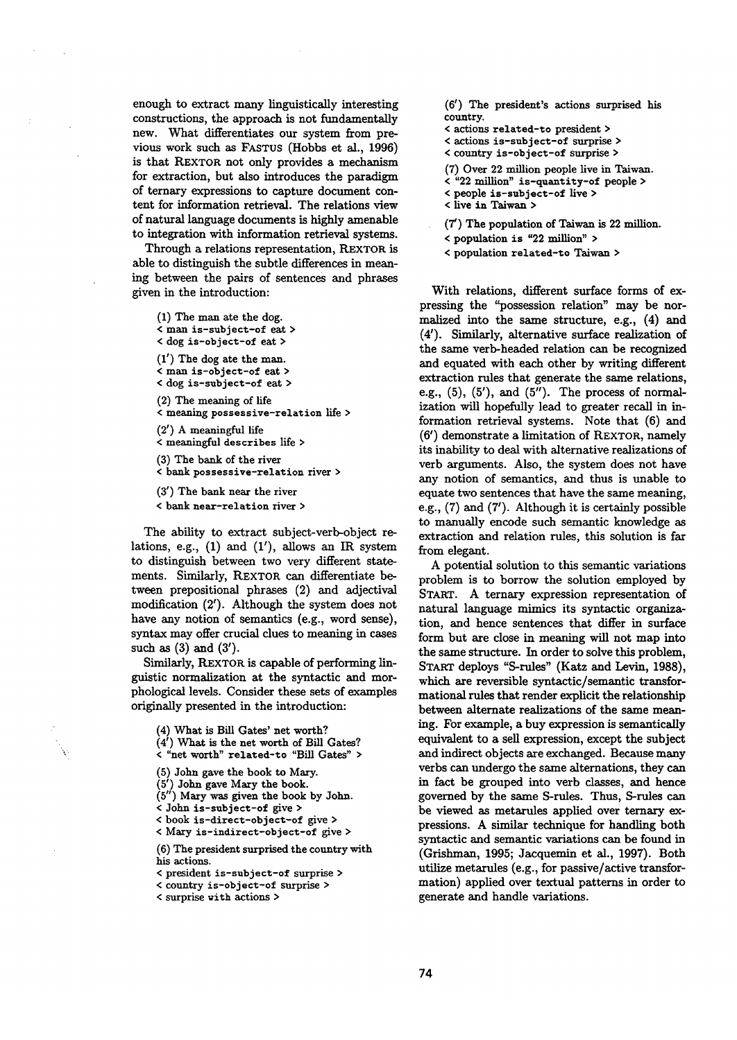enough to extract many linguistically interesting constructions, the approach is not fundamentally new. What differentiates our system from previous work such as FASTUS (Hobbs et al., 1996) is that REXTOR not only provides a mechanism for extraction, but also introduces the paradigm of ternary expressions to capture document content for information retrieval. The relations view of natural language documents is highly amenable to integration with information retrieval systems.

Through a relations representation, REXTOR is able to distinguish the subtle differences in meaning between the pairs of sentences and phrases given in the introduction:

(1) The man ate the dog.
< man `is-subject-of` eat >
< dog `is-object-of` eat >

(1′) The dog ate the man.
< man `is-object-of` eat >
< dog `is-subject-of` eat >

(2) The meaning of life
< meaning `possessive-relation` life >

(2′) A meaningful life
< meaningful `describes` life >

(3) The bank of the river
< bank `possessive-relation` river >

(3′) The bank near the river
< bank `near-relation` river >

The ability to extract subject-verb-object relations, e.g., (1) and (1′), allows an IR system to distinguish between two very different statements. Similarly, REXTOR can differentiate between prepositional phrases (2) and adjectival modification (2′). Although the system does not have any notion of semantics (e.g., word sense), syntax may offer crucial clues to meaning in cases such as (3) and (3′).

Similarly, REXTOR is capable of performing linguistic normalization at the syntactic and morphological levels. Consider these sets of examples originally presented in the introduction:

(4) What is Bill Gates' net worth?
(4′) What is the net worth of Bill Gates?
< "net worth" `related-to` "Bill Gates" >

(5) John gave the book to Mary.
(5′) John gave Mary the book.
(5″) Mary was given the book by John.
< John `is-subject-of` give >
< book `is-direct-object-of` give >
< Mary `is-indirect-object-of` give >

(6) The president surprised the country with his actions.
< president `is-subject-of` surprise >
< country `is-object-of` surprise >
< surprise `with` actions >

(6′) The president's actions surprised his country.
< actions `related-to` president >
< actions `is-subject-of` surprise >
< country `is-object-of` surprise >

(7) Over 22 million people live in Taiwan.
< "22 million" `is-quantity-of` people >
< people `is-subject-of` live >
< live `in` Taiwan >

(7′) The population of Taiwan is 22 million.
< population `is` "22 million" >
< population `related-to` Taiwan >

With relations, different surface forms of expressing the "possession relation" may be normalized into the same structure, e.g., (4) and (4′). Similarly, alternative surface realization of the same verb-headed relation can be recognized and equated with each other by writing different extraction rules that generate the same relations, e.g., (5), (5′), and (5″). The process of normalization will hopefully lead to greater recall in information retrieval systems. Note that (6) and (6′) demonstrate a limitation of REXTOR, namely its inability to deal with alternative realizations of verb arguments. Also, the system does not have any notion of semantics, and thus is unable to equate two sentences that have the same meaning, e.g., (7) and (7′). Although it is certainly possible to manually encode such semantic knowledge as extraction and relation rules, this solution is far from elegant.

A potential solution to this semantic variations problem is to borrow the solution employed by START. A ternary expression representation of natural language mimics its syntactic organization, and hence sentences that differ in surface form but are close in meaning will not map into the same structure. In order to solve this problem, START deploys "S-rules" (Katz and Levin, 1988), which are reversible syntactic/semantic transformational rules that render explicit the relationship between alternate realizations of the same meaning. For example, a buy expression is semantically equivalent to a sell expression, except the subject and indirect objects are exchanged. Because many verbs can undergo the same alternations, they can in fact be grouped into verb classes, and hence governed by the same S-rules. Thus, S-rules can be viewed as metarules applied over ternary expressions. A similar technique for handling both syntactic and semantic variations can be found in (Grishman, 1995; Jacquemin et al., 1997). Both utilize metarules (e.g., for passive/active transformation) applied over textual patterns in order to generate and handle variations.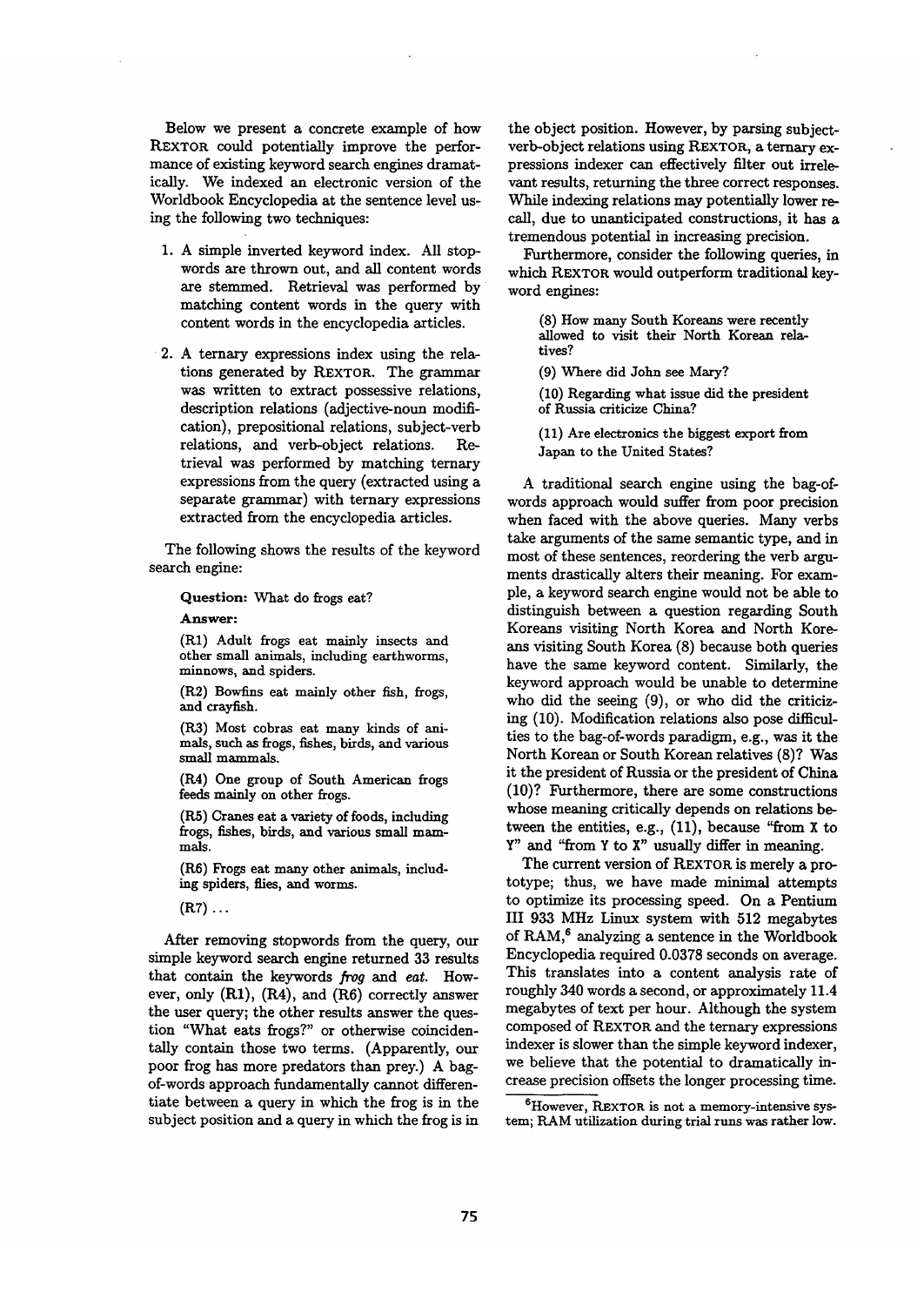Below we present a concrete example of how REXTOR could potentially improve the performance of existing keyword search engines dramatically. We indexed an electronic version of the Worldbook Encyclopedia at the sentence level using the following two techniques:

1. A simple inverted keyword index. All stopwords are thrown out, and all content words are stemmed. Retrieval was performed by matching content words in the query with content words in the encyclopedia articles.

2. A ternary expressions index using the relations generated by REXTOR. The grammar was written to extract possessive relations, description relations (adjective-noun modification), prepositional relations, subject-verb relations, and verb-object relations. Retrieval was performed by matching ternary expressions from the query (extracted using a separate grammar) with ternary expressions extracted from the encyclopedia articles.

The following shows the results of the keyword search engine:

> **Question:** What do frogs eat?
>
> **Answer:**
>
> (R1) Adult frogs eat mainly insects and other small animals, including earthworms, minnows, and spiders.
>
> (R2) Bowfins eat mainly other fish, frogs, and crayfish.
>
> (R3) Most cobras eat many kinds of animals, such as frogs, fishes, birds, and various small mammals.
>
> (R4) One group of South American frogs feeds mainly on other frogs.
>
> (R5) Cranes eat a variety of foods, including frogs, fishes, birds, and various small mammals.
>
> (R6) Frogs eat many other animals, including spiders, flies, and worms.
>
> (R7) ...

After removing stopwords from the query, our simple keyword search engine returned 33 results that contain the keywords *frog* and *eat*. However, only (R1), (R4), and (R6) correctly answer the user query; the other results answer the question "What eats frogs?" or otherwise coincidentally contain those two terms. (Apparently, our poor frog has more predators than prey.) A bag-of-words approach fundamentally cannot differentiate between a query in which the frog is in the subject position and a query in which the frog is in the object position. However, by parsing subject-verb-object relations using REXTOR, a ternary expressions indexer can effectively filter out irrelevant results, returning the three correct responses. While indexing relations may potentially lower recall, due to unanticipated constructions, it has a tremendous potential in increasing precision.

Furthermore, consider the following queries, in which REXTOR would outperform traditional keyword engines:

> (8) How many South Koreans were recently allowed to visit their North Korean relatives?
>
> (9) Where did John see Mary?
>
> (10) Regarding what issue did the president of Russia criticize China?
>
> (11) Are electronics the biggest export from Japan to the United States?

A traditional search engine using the bag-of-words approach would suffer from poor precision when faced with the above queries. Many verbs take arguments of the same semantic type, and in most of these sentences, reordering the verb arguments drastically alters their meaning. For example, a keyword search engine would not be able to distinguish between a question regarding South Koreans visiting North Korea and North Koreans visiting South Korea (8) because both queries have the same keyword content. Similarly, the keyword approach would be unable to determine who did the seeing (9), or who did the criticizing (10). Modification relations also pose difficulties to the bag-of-words paradigm, e.g., was it the North Korean or South Korean relatives (8)? Was it the president of Russia or the president of China (10)? Furthermore, there are some constructions whose meaning critically depends on relations between the entities, e.g., (11), because "from X to Y" and "from Y to X" usually differ in meaning.

The current version of REXTOR is merely a prototype; thus, we have made minimal attempts to optimize its processing speed. On a Pentium III 933 MHz Linux system with 512 megabytes of RAM,[6] analyzing a sentence in the Worldbook Encyclopedia required 0.0378 seconds on average. This translates into a content analysis rate of roughly 340 words a second, or approximately 11.4 megabytes of text per hour. Although the system composed of REXTOR and the ternary expressions indexer is slower than the simple keyword indexer, we believe that the potential to dramatically increase precision offsets the longer processing time.

[6] However, REXTOR is not a memory-intensive system; RAM utilization during trial runs was rather low.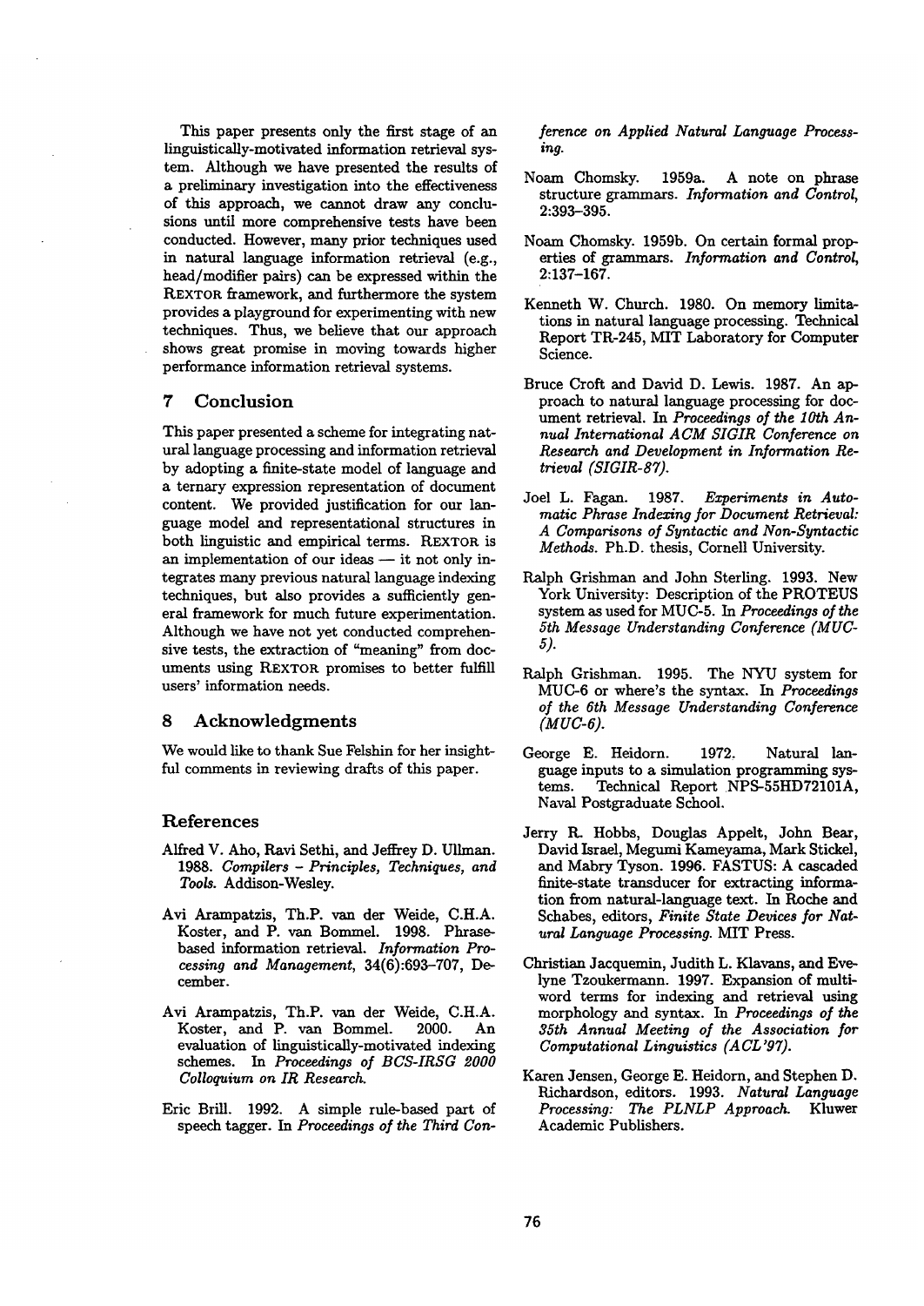This paper presents only the first stage of an linguistically-motivated information retrieval system. Although we have presented the results of a preliminary investigation into the effectiveness of this approach, we cannot draw any conclusions until more comprehensive tests have been conducted. However, many prior techniques used in natural language information retrieval (e.g., head/modifier pairs) can be expressed within the REXTOR framework, and furthermore the system provides a playground for experimenting with new techniques. Thus, we believe that our approach shows great promise in moving towards higher performance information retrieval systems.

## 7 Conclusion

This paper presented a scheme for integrating natural language processing and information retrieval by adopting a finite-state model of language and a ternary expression representation of document content. We provided justification for our language model and representational structures in both linguistic and empirical terms. REXTOR is an implementation of our ideas — it not only integrates many previous natural language indexing techniques, but also provides a sufficiently general framework for much future experimentation. Although we have not yet conducted comprehensive tests, the extraction of "meaning" from documents using REXTOR promises to better fulfill users' information needs.

## 8 Acknowledgments

We would like to thank Sue Felshin for her insightful comments in reviewing drafts of this paper.

## References

Alfred V. Aho, Ravi Sethi, and Jeffrey D. Ullman. 1988. *Compilers – Principles, Techniques, and Tools*. Addison-Wesley.

Avi Arampatzis, Th.P. van der Weide, C.H.A. Koster, and P. van Bommel. 1998. Phrase-based information retrieval. *Information Processing and Management*, 34(6):693–707, December.

Avi Arampatzis, Th.P. van der Weide, C.H.A. Koster, and P. van Bommel. 2000. An evaluation of linguistically-motivated indexing schemes. In *Proceedings of BCS-IRSG 2000 Colloquium on IR Research*.

Eric Brill. 1992. A simple rule-based part of speech tagger. In *Proceedings of the Third Conference on Applied Natural Language Processing*.

Noam Chomsky. 1959a. A note on phrase structure grammars. *Information and Control*, 2:393–395.

Noam Chomsky. 1959b. On certain formal properties of grammars. *Information and Control*, 2:137–167.

Kenneth W. Church. 1980. On memory limitations in natural language processing. Technical Report TR-245, MIT Laboratory for Computer Science.

Bruce Croft and David D. Lewis. 1987. An approach to natural language processing for document retrieval. In *Proceedings of the 10th Annual International ACM SIGIR Conference on Research and Development in Information Retrieval (SIGIR-87)*.

Joel L. Fagan. 1987. *Experiments in Automatic Phrase Indexing for Document Retrieval: A Comparisons of Syntactic and Non-Syntactic Methods*. Ph.D. thesis, Cornell University.

Ralph Grishman and John Sterling. 1993. New York University: Description of the PROTEUS system as used for MUC-5. In *Proceedings of the 5th Message Understanding Conference (MUC-5)*.

Ralph Grishman. 1995. The NYU system for MUC-6 or where's the syntax. In *Proceedings of the 6th Message Understanding Conference (MUC-6)*.

George E. Heidorn. 1972. Natural language inputs to a simulation programming systems. Technical Report NPS-55HD72101A, Naval Postgraduate School.

Jerry R. Hobbs, Douglas Appelt, John Bear, David Israel, Megumi Kameyama, Mark Stickel, and Mabry Tyson. 1996. FASTUS: A cascaded finite-state transducer for extracting information from natural-language text. In Roche and Schabes, editors, *Finite State Devices for Natural Language Processing*. MIT Press.

Christian Jacquemin, Judith L. Klavans, and Evelyne Tzoukermann. 1997. Expansion of multi-word terms for indexing and retrieval using morphology and syntax. In *Proceedings of the 35th Annual Meeting of the Association for Computational Linguistics (ACL'97)*.

Karen Jensen, George E. Heidorn, and Stephen D. Richardson, editors. 1993. *Natural Language Processing: The PLNLP Approach*. Kluwer Academic Publishers.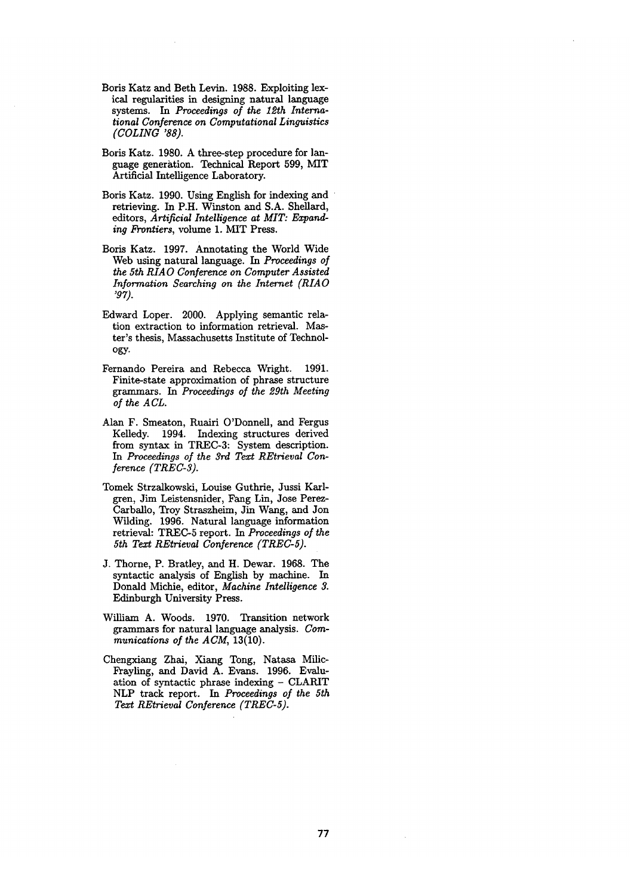Boris Katz and Beth Levin. 1988. Exploiting lexical regularities in designing natural language systems. In *Proceedings of the 12th International Conference on Computational Linguistics (COLING '88)*.

Boris Katz. 1980. A three-step procedure for language generation. Technical Report 599, MIT Artificial Intelligence Laboratory.

Boris Katz. 1990. Using English for indexing and retrieving. In P.H. Winston and S.A. Shellard, editors, *Artificial Intelligence at MIT: Expanding Frontiers*, volume 1. MIT Press.

Boris Katz. 1997. Annotating the World Wide Web using natural language. In *Proceedings of the 5th RIAO Conference on Computer Assisted Information Searching on the Internet (RIAO '97)*.

Edward Loper. 2000. Applying semantic relation extraction to information retrieval. Master's thesis, Massachusetts Institute of Technology.

Fernando Pereira and Rebecca Wright. 1991. Finite-state approximation of phrase structure grammars. In *Proceedings of the 29th Meeting of the ACL*.

Alan F. Smeaton, Ruairi O'Donnell, and Fergus Kelledy. 1994. Indexing structures derived from syntax in TREC-3: System description. In *Proceedings of the 3rd Text REtrieval Conference (TREC-3)*.

Tomek Strzalkowski, Louise Guthrie, Jussi Karlgren, Jim Leistensnider, Fang Lin, Jose Perez-Carballo, Troy Straszheim, Jin Wang, and Jon Wilding. 1996. Natural language information retrieval: TREC-5 report. In *Proceedings of the 5th Text REtrieval Conference (TREC-5)*.

J. Thorne, P. Bratley, and H. Dewar. 1968. The syntactic analysis of English by machine. In Donald Michie, editor, *Machine Intelligence 3*. Edinburgh University Press.

William A. Woods. 1970. Transition network grammars for natural language analysis. *Communications of the ACM*, 13(10).

Chengxiang Zhai, Xiang Tong, Natasa Milic-Frayling, and David A. Evans. 1996. Evaluation of syntactic phrase indexing – CLARIT NLP track report. In *Proceedings of the 5th Text REtrieval Conference (TREC-5)*.